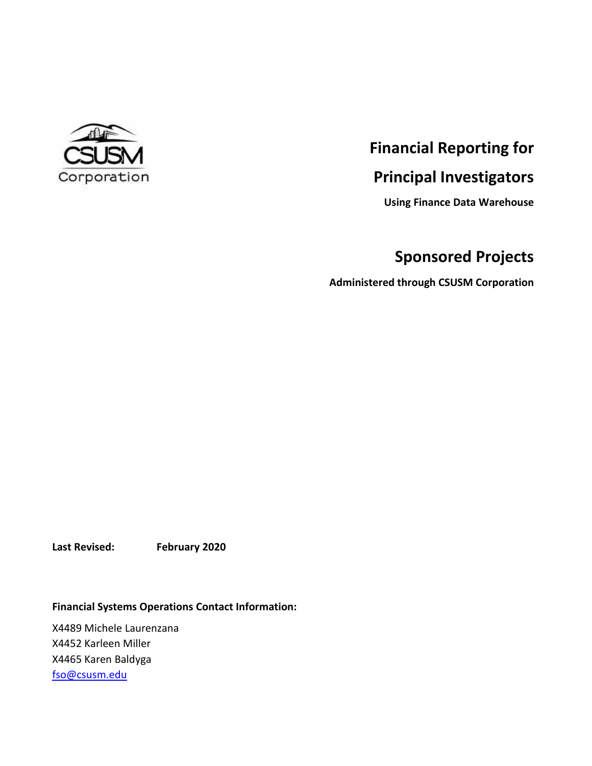CSUSM Corporation

# Financial Reporting for Principal Investigators

**Using Finance Data Warehouse**

# Sponsored Projects

**Administered through CSUSM Corporation**

**Last Revised:** **February 2020**

**Financial Systems Operations Contact Information:**

X4489 Michele Laurenzana
X4452 Karleen Miller
X4465 Karen Baldyga
fso@csusm.edu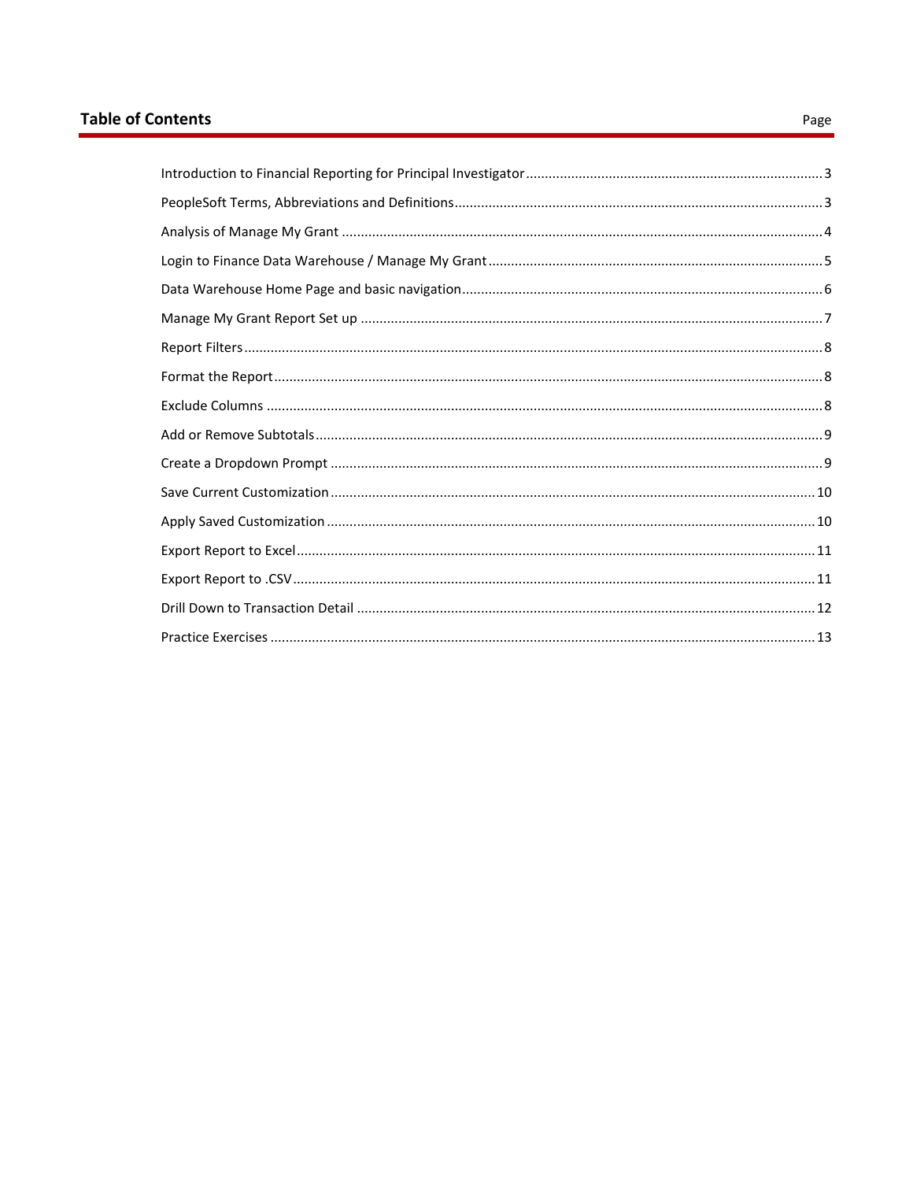## Table of Contents

| | Page |
|---|---|
| Introduction to Financial Reporting for Principal Investigator | 3 |
| PeopleSoft Terms, Abbreviations and Definitions | 3 |
| Analysis of Manage My Grant | 4 |
| Login to Finance Data Warehouse / Manage My Grant | 5 |
| Data Warehouse Home Page and basic navigation | 6 |
| Manage My Grant Report Set up | 7 |
| Report Filters | 8 |
| Format the Report | 8 |
| Exclude Columns | 8 |
| Add or Remove Subtotals | 9 |
| Create a Dropdown Prompt | 9 |
| Save Current Customization | 10 |
| Apply Saved Customization | 10 |
| Export Report to Excel | 11 |
| Export Report to .CSV | 11 |
| Drill Down to Transaction Detail | 12 |
| Practice Exercises | 13 |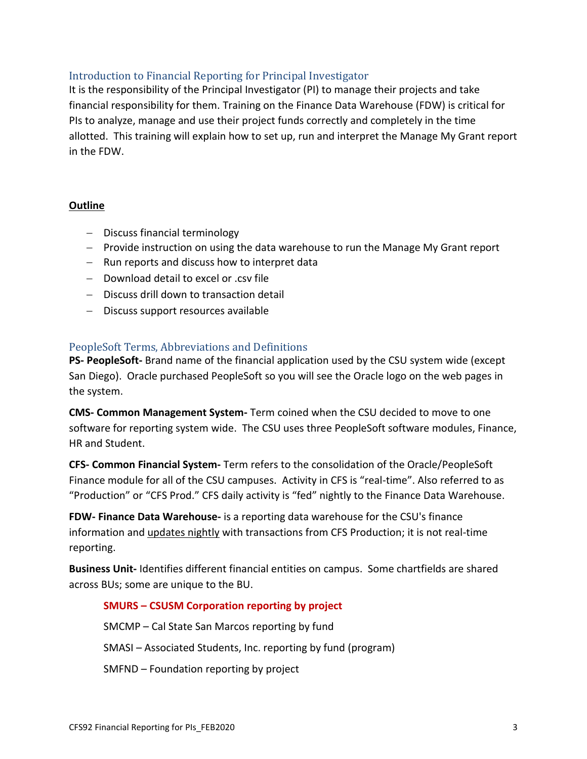## Introduction to Financial Reporting for Principal Investigator

It is the responsibility of the Principal Investigator (PI) to manage their projects and take financial responsibility for them. Training on the Finance Data Warehouse (FDW) is critical for PIs to analyze, manage and use their project funds correctly and completely in the time allotted. This training will explain how to set up, run and interpret the Manage My Grant report in the FDW.

**Outline**

- Discuss financial terminology
- Provide instruction on using the data warehouse to run the Manage My Grant report
- Run reports and discuss how to interpret data
- Download detail to excel or .csv file
- Discuss drill down to transaction detail
- Discuss support resources available

## PeopleSoft Terms, Abbreviations and Definitions

**PS- PeopleSoft-** Brand name of the financial application used by the CSU system wide (except San Diego). Oracle purchased PeopleSoft so you will see the Oracle logo on the web pages in the system.

**CMS- Common Management System-** Term coined when the CSU decided to move to one software for reporting system wide. The CSU uses three PeopleSoft software modules, Finance, HR and Student.

**CFS- Common Financial System-** Term refers to the consolidation of the Oracle/PeopleSoft Finance module for all of the CSU campuses. Activity in CFS is "real-time". Also referred to as "Production" or "CFS Prod." CFS daily activity is "fed" nightly to the Finance Data Warehouse.

**FDW- Finance Data Warehouse-** is a reporting data warehouse for the CSU's finance information and updates nightly with transactions from CFS Production; it is not real-time reporting.

**Business Unit-** Identifies different financial entities on campus. Some chartfields are shared across BUs; some are unique to the BU.

**SMURS – CSUSM Corporation reporting by project**

SMCMP – Cal State San Marcos reporting by fund

SMASI – Associated Students, Inc. reporting by fund (program)

SMFND – Foundation reporting by project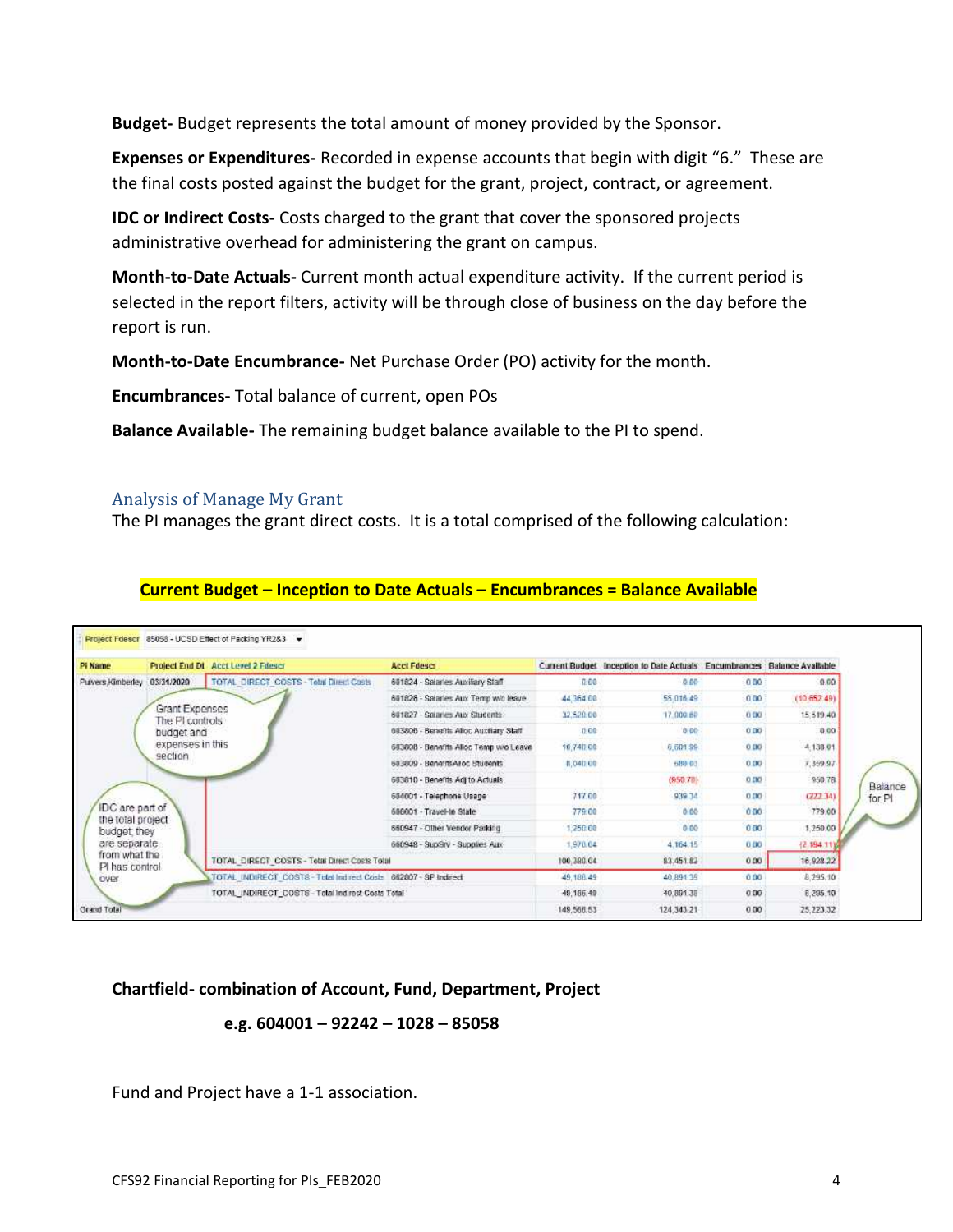**Budget-** Budget represents the total amount of money provided by the Sponsor.

**Expenses or Expenditures-** Recorded in expense accounts that begin with digit "6." These are the final costs posted against the budget for the grant, project, contract, or agreement.

**IDC or Indirect Costs-** Costs charged to the grant that cover the sponsored projects administrative overhead for administering the grant on campus.

**Month-to-Date Actuals-** Current month actual expenditure activity. If the current period is selected in the report filters, activity will be through close of business on the day before the report is run.

**Month-to-Date Encumbrance-** Net Purchase Order (PO) activity for the month.

**Encumbrances-** Total balance of current, open POs

**Balance Available-** The remaining budget balance available to the PI to spend.

## Analysis of Manage My Grant

The PI manages the grant direct costs. It is a total comprised of the following calculation:

**Current Budget – Inception to Date Actuals – Encumbrances = Balance Available**

Project Fdescr: 85058 - UCSD Effect of Packing YR2&3

| PI Name | Project End Dt | Acct Level 2 Fdescr | Acct Fdescr | Current Budget | Inception to Date Actuals | Encumbrances | Balance Available |
|---|---|---|---|---|---|---|---|
| Purvers,Kimberley | 03/31/2020 | TOTAL_DIRECT_COSTS - Total Direct Costs | 601824 - Salaries Auxiliary Staff | 0.00 | 0.00 | 0.00 | 0.00 |
| | | | 601826 - Salaries Aux Temp w/o leave | 44,364.00 | 55,016.49 | 0.00 | (10,652.49) |
| | | | 601827 - Salaries Aux Students | 32,520.00 | 17,000.60 | 0.00 | 15,519.40 |
| | | | 603806 - Benefits Alloc Auxiliary Staff | 0.00 | 0.00 | 0.00 | 0.00 |
| | | | 603808 - Benefits Alloc Temp w/o Leave | 10,740.00 | 6,601.99 | 0.00 | 4,138.01 |
| | | | 603809 - BenefitsAlloc Students | 8,040.00 | 680.03 | 0.00 | 7,359.97 |
| | | | 603810 - Benefits Adj to Actuals | | (950.78) | 0.00 | 950.78 |
| | | | 604001 - Telephone Usage | 717.00 | 939.34 | 0.00 | (222.34) |
| | | | 606001 - Travel-In State | 779.00 | 0.00 | 0.00 | 779.00 |
| | | | 660947 - Other Vendor Parking | 1,250.00 | 0.00 | 0.00 | 1,250.00 |
| | | | 660948 - SupSrv - Supplies Aux | 1,970.04 | 4,164.15 | 0.00 | (2,194.11) |
| | | TOTAL_DIRECT_COSTS - Total Direct Costs Total | | 100,380.04 | 83,451.82 | 0.00 | 16,928.22 |
| | | TOTAL_INDIRECT_COSTS - Total Indirect Costs | 662807 - SP Indirect | 49,186.49 | 40,891.39 | 0.00 | 8,295.10 |
| | | TOTAL_INDIRECT_COSTS - Total Indirect Costs Total | | 49,186.49 | 40,891.39 | 0.00 | 8,295.10 |
| Grand Total | | | | 149,566.53 | 124,343.21 | 0.00 | 25,223.32 |

Grant Expenses The PI controls budget and expenses in this section

IDC are part of the total project budget; they are separate from what the PI has control over

Balance for PI

**Chartfield- combination of Account, Fund, Department, Project**

**e.g. 604001 – 92242 – 1028 – 85058**

Fund and Project have a 1-1 association.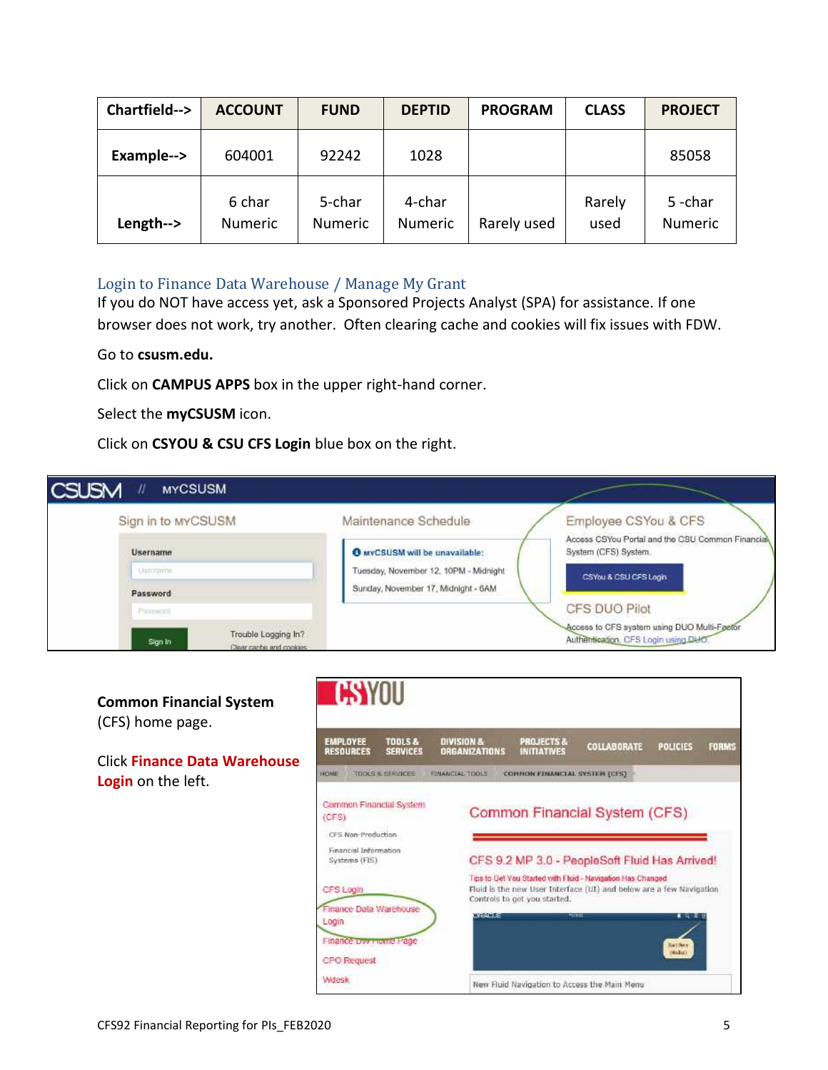| Chartfield--> | ACCOUNT | FUND | DEPTID | PROGRAM | CLASS | PROJECT |
|---|---|---|---|---|---|---|
| Example--> | 604001 | 92242 | 1028 | | | 85058 |
| Length--> | 6 char Numeric | 5-char Numeric | 4-char Numeric | Rarely used | Rarely used | 5 -char Numeric |

## Login to Finance Data Warehouse / Manage My Grant

If you do NOT have access yet, ask a Sponsored Projects Analyst (SPA) for assistance. If one browser does not work, try another. Often clearing cache and cookies will fix issues with FDW.

Go to **csusm.edu.**

Click on **CAMPUS APPS** box in the upper right-hand corner.

Select the **myCSUSM** icon.

Click on **CSYOU & CSU CFS Login** blue box on the right.

**Common Financial System** (CFS) home page.

Click **Finance Data Warehouse Login** on the left.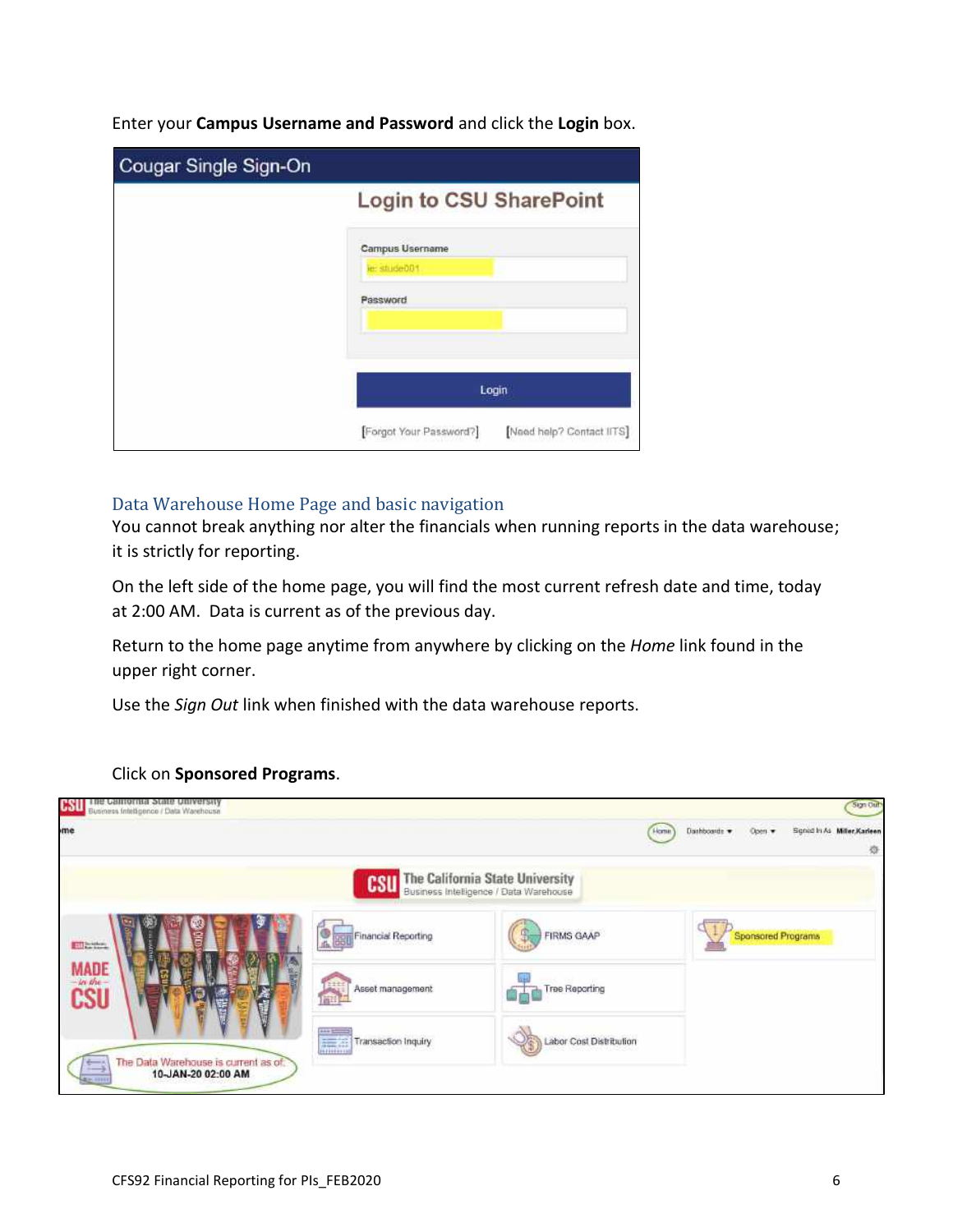Enter your **Campus Username and Password** and click the **Login** box.

## Data Warehouse Home Page and basic navigation

You cannot break anything nor alter the financials when running reports in the data warehouse; it is strictly for reporting.

On the left side of the home page, you will find the most current refresh date and time, today at 2:00 AM. Data is current as of the previous day.

Return to the home page anytime from anywhere by clicking on the *Home* link found in the upper right corner.

Use the *Sign Out* link when finished with the data warehouse reports.

Click on **Sponsored Programs**.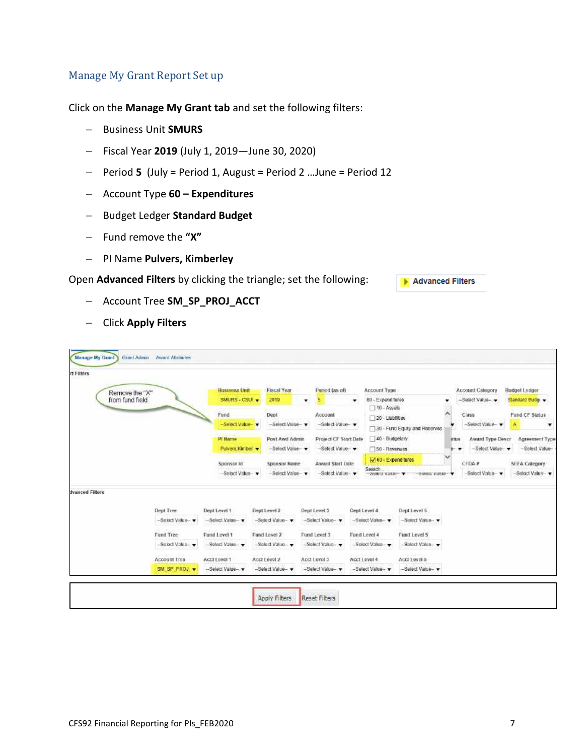## Manage My Grant Report Set up

Click on the **Manage My Grant tab** and set the following filters:

- Business Unit **SMURS**
- Fiscal Year **2019** (July 1, 2019—June 30, 2020)
- Period **5** (July = Period 1, August = Period 2 …June = Period 12
- Account Type **60 – Expenditures**
- Budget Ledger **Standard Budget**
- Fund remove the **"X"**
- PI Name **Pulvers, Kimberley**

Open **Advanced Filters** by clicking the triangle; set the following:

- Account Tree **SM_SP_PROJ_ACCT**
- Click **Apply Filters**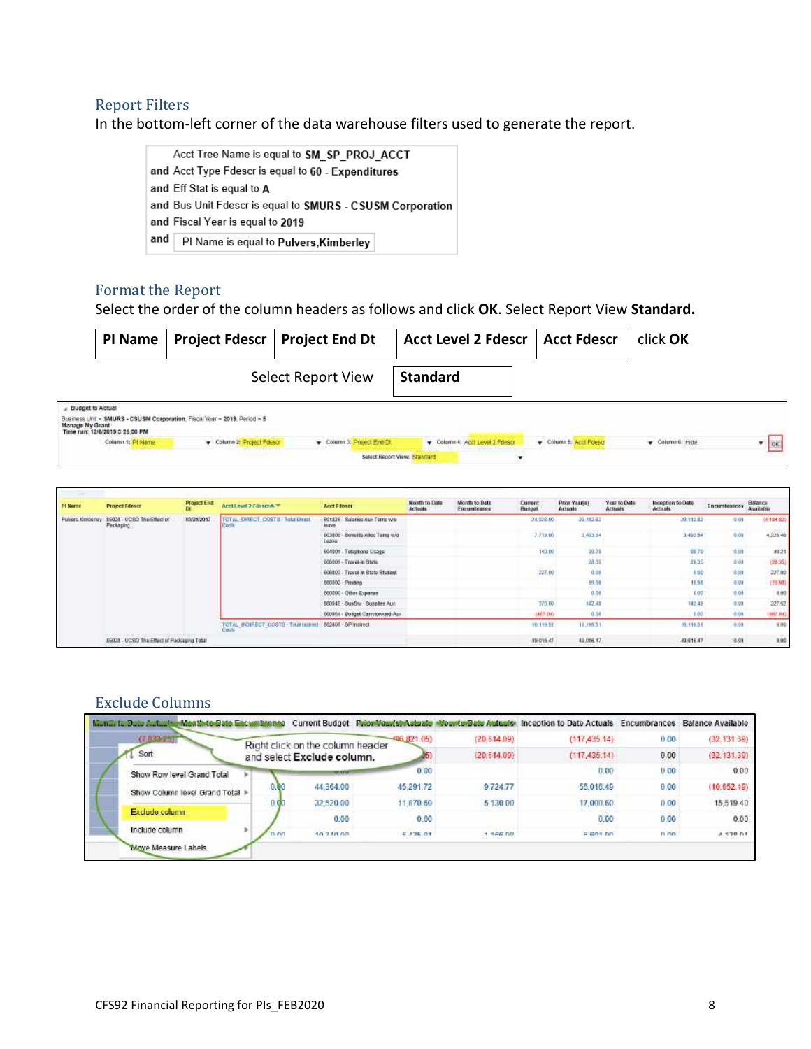## Report Filters

In the bottom-left corner of the data warehouse filters used to generate the report.

Acct Tree Name is equal to **SM_SP_PROJ_ACCT**
**and** Acct Type Fdescr is equal to **60 - Expenditures**
**and** Eff Stat is equal to **A**
**and** Bus Unit Fdescr is equal to **SMURS - CSUSM Corporation**
**and** Fiscal Year is equal to **2019**
**and** PI Name is equal to **Pulvers,Kimberley**

## Format the Report

Select the order of the column headers as follows and click **OK**. Select Report View **Standard.**

| PI Name | Project Fdescr | Project End Dt | Acct Level 2 Fdescr | Acct Fdescr | click OK |
|---|---|---|---|---|---|

Select Report View **Standard**

Budget to Actual
Business Unit = **SMURS - CSUSM Corporation**, Fiscal Year = **2019**, Period = **5**
Manage My Grant
Time run: 12/6/2019 3:25:00 PM

Column 1: PI Name | Column 2: Project Fdescr | Column 3: Project End Dt | Column 4: Acct Level 2 Fdescr | Column 5: Acct Fdescr | Column 6: Hide | OK

Select Report View: Standard

| PI Name | Project Fdescr | Project End Dt | Acct Level 2 Fdescr | Acct Fdescr | Month to Date Actuals | Month to Date Encumbrance | Current Budget | Prior Year(s) Actuals | Year to Date Actuals | Inception to Date Actuals | Encumbrances | Balance Available |
|---|---|---|---|---|---|---|---|---|---|---|---|---|
| Pulvers,Kimberley | 85028 - UCSD The Effect of Packaging | 03/31/2017 | TOTAL_DIRECT_COSTS - Total Direct Costs | 601826 - Salaries Aux Temp w/o leave | | | 24,928.00 | 29,112.82 | | 29,112.82 | 0.00 | (4,184.82) |
| | | | | 603806 - Benefits Aux Temp w/o Leave | | | 7,719.00 | 3,493.54 | | 3,493.54 | 0.00 | 4,225.46 |
| | | | | 604001 - Telephone Usage | | | 140.00 | 99.79 | | 99.79 | 0.00 | 40.21 |
| | | | | 606001 - Travel-In State | | | | 28.35 | | 28.35 | 0.00 | (28.35) |
| | | | | 606803 - Travel-In State Student | | | 227.00 | 0.00 | | 0.00 | 0.00 | 227.00 |
| | | | | 660002 - Printing | | | | 19.98 | | 19.98 | 0.00 | (19.98) |
| | | | | 660090 - Other Expense | | | | 0.00 | | 0.00 | 0.00 | 0.00 |
| | | | | 660948 - SupSrv - Supplies Aux | | | 370.00 | 142.48 | | 142.48 | 0.00 | 227.52 |
| | | | | 660954 - Budget Carryforward-Aux | | | (487.04) | 0.00 | | 0.00 | 0.00 | (487.04) |
| | | | TOTAL_INDIRECT_COSTS - Total Indirect Costs | 662807 - SP Indirect | | | 16,119.51 | 16,119.51 | | 16,119.51 | 0.00 | 0.00 |
| | 85028 - UCSD The Effect of Packaging Total | | | | | | 49,016.47 | 49,016.47 | | 49,016.47 | 0.00 | 0.00 |

## Exclude Columns

Right click on the column header and select **Exclude column.**

| Month to Date Actuals | Month to Date Encumbrance | Current Budget | Prior Year(s) Actuals | Year to Date Actuals | Inception to Date Actuals | Encumbrances | Balance Available |
|---|---|---|---|---|---|---|---|
| (7,073.23) | | | (96,821.05) | (20,614.09) | (117,435.14) | 0.00 | (32,131.39) |
| | | | | (20,614.09) | (117,435.14) | 0.00 | (32,131.39) |
| | | | 0.00 | | 0.00 | 0.00 | 0.00 |
| | 0.00 | 44,364.00 | 45,291.72 | 9,724.77 | 55,016.49 | 0.00 | (10,652.49) |
| | 0.00 | 32,520.00 | 11,870.60 | 5,130.00 | 17,000.60 | 0.00 | 15,519.40 |
| | | 0.00 | 0.00 | | 0.00 | 0.00 | 0.00 |

Context menu: Sort; Show Row level Grand Total; Show Column level Grand Total; Exclude column; Include column; Move Measure Labels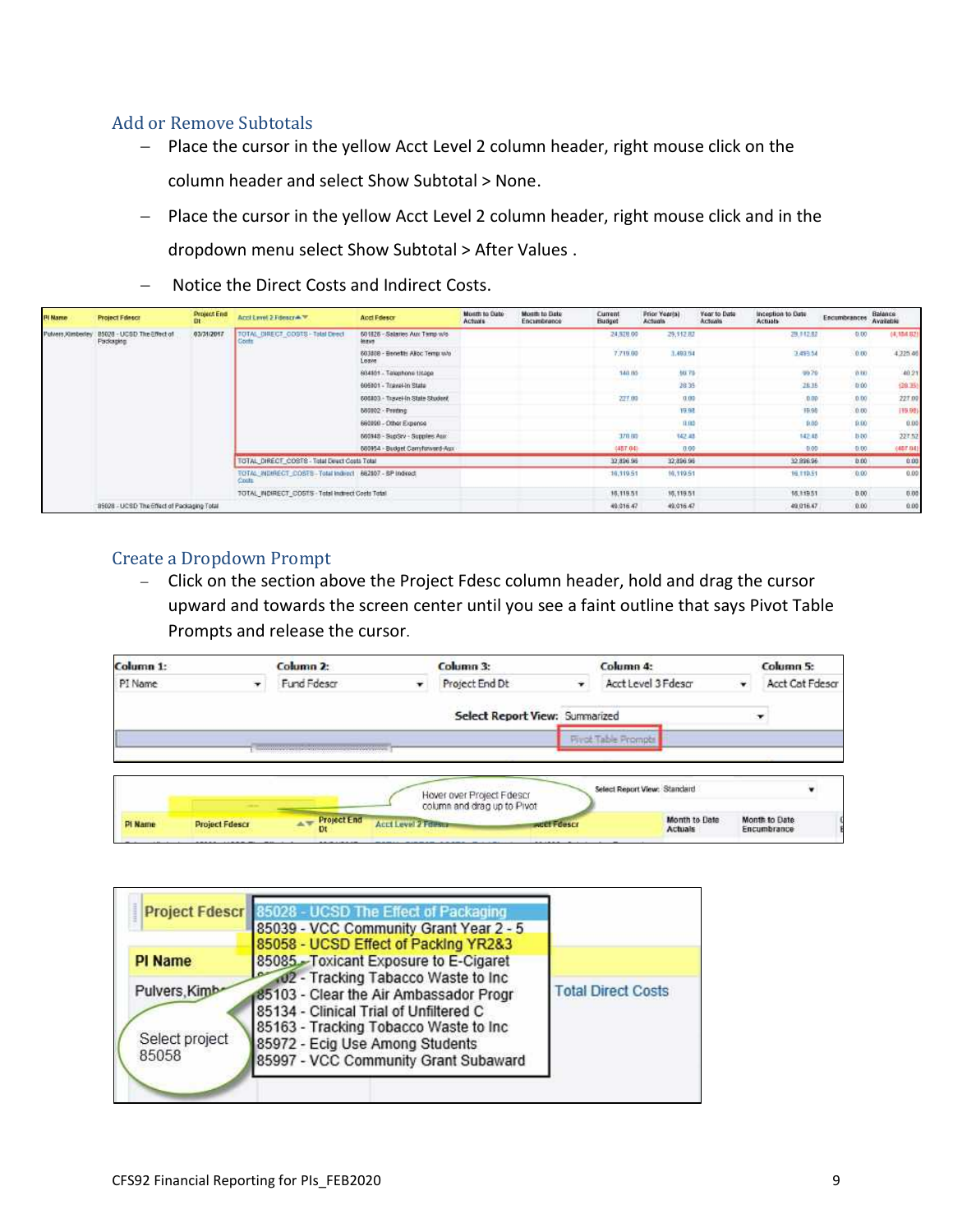## Add or Remove Subtotals

- Place the cursor in the yellow Acct Level 2 column header, right mouse click on the column header and select Show Subtotal > None.
- Place the cursor in the yellow Acct Level 2 column header, right mouse click and in the dropdown menu select Show Subtotal > After Values .
- Notice the Direct Costs and Indirect Costs.

| PI Name | Project Fdescr | Project End Dt | Acct Level 2 Fdescr | Acct Fdescr | Month to Date Actuals | Month to Date Encumbrance | Current Budget | Prior Year(s) Actuals | Year to Date Actuals | Inception to Date Actuals | Encumbrances | Balance Available |
|---|---|---|---|---|---|---|---|---|---|---|---|---|
| Pulvers,Kimberley | 85028 - UCSD The Effect of Packaging | 03/31/2017 | TOTAL_DIRECT_COSTS - Total Direct Costs | 601826 - Salaries Aux Temp w/o leave | | | 24,928.00 | 29,112.82 | | 29,112.82 | 0.00 | (4,184.82) |
| | | | | 603808 - Benefits Alloc Temp w/o Leave | | | 7,719.00 | 3,493.54 | | 3,493.54 | 0.00 | 4,225.46 |
| | | | | 604401 - Telephone Usage | | | 140.00 | 99.79 | | 99.79 | 0.00 | 40.21 |
| | | | | 606801 - Travel-In State | | | | 28.35 | | 28.35 | 0.00 | (28.35) |
| | | | | 606803 - Travel-In State Student | | | 227.00 | 0.00 | | 0.00 | 0.00 | 227.00 |
| | | | | 660802 - Printing | | | | 19.98 | | 19.98 | 0.00 | (19.98) |
| | | | | 660890 - Other Expense | | | | 0.00 | | 0.00 | 0.00 | 0.00 |
| | | | | 660948 - SupSrv - Supplies Aux | | | 370.00 | 142.48 | | 142.48 | 0.00 | 227.52 |
| | | | | 660954 - Budget Carryforward-Aux | | | (457.04) | 0.00 | | 0.00 | 0.00 | (457.04) |
| | | | TOTAL_DIRECT_COSTS - Total Direct Costs Total | | | | 32,896.96 | 32,896.96 | | 32,896.96 | 0.00 | 0.00 |
| | | | TOTAL_INDIRECT_COSTS - Total Indirect Costs | 662807 - BP Indirect | | | 16,119.51 | 16,119.51 | | 16,119.51 | 0.00 | 0.00 |
| | | | TOTAL_INDIRECT_COSTS - Total Indirect Costs Total | | | | 16,119.51 | 16,119.51 | | 16,119.51 | 0.00 | 0.00 |
| | 85028 - UCSD The Effect of Packaging Total | | | | | | 49,016.47 | 49,016.47 | | 49,016.47 | 0.00 | 0.00 |

## Create a Dropdown Prompt

- Click on the section above the Project Fdesc column header, hold and drag the cursor upward and towards the screen center until you see a faint outline that says Pivot Table Prompts and release the cursor.

| Column 1: | Column 2: | Column 3: | Column 4: | Column 5: |
|---|---|---|---|---|
| PI Name | Fund Fdescr | Project End Dt | Acct Level 3 Fdescr | Acct Cat Fdescr |

**Select Report View:** Summarized

Pivot Table Prompts

Hover over Project Fdescr column and drag up to Pivot

Select Report View: Standard

| PI Name | Project Fdescr | Project End Dt | Acct Level 2 Fdescr | Acct Fdescr | Month to Date Actuals | Month to Date Encumbrance |
|---|---|---|---|---|---|---|

Project Fdescr:
- 85028 - UCSD The Effect of Packaging
- 85039 - VCC Community Grant Year 2 - 5
- 85058 - UCSD Effect of Packlng YR2&3
- 85085 - Toxicant Exposure to E-Cigaret
- 85102 - Tracking Tabacco Waste to Inc
- 85103 - Clear the Air Ambassador Progr
- 85134 - Clinical Trial of Unfiltered C
- 85163 - Tracking Tobacco Waste to Inc
- 85972 - Ecig Use Among Students
- 85997 - VCC Community Grant Subaward

PI Name: Pulvers,Kimb...

Total Direct Costs

Select project 85058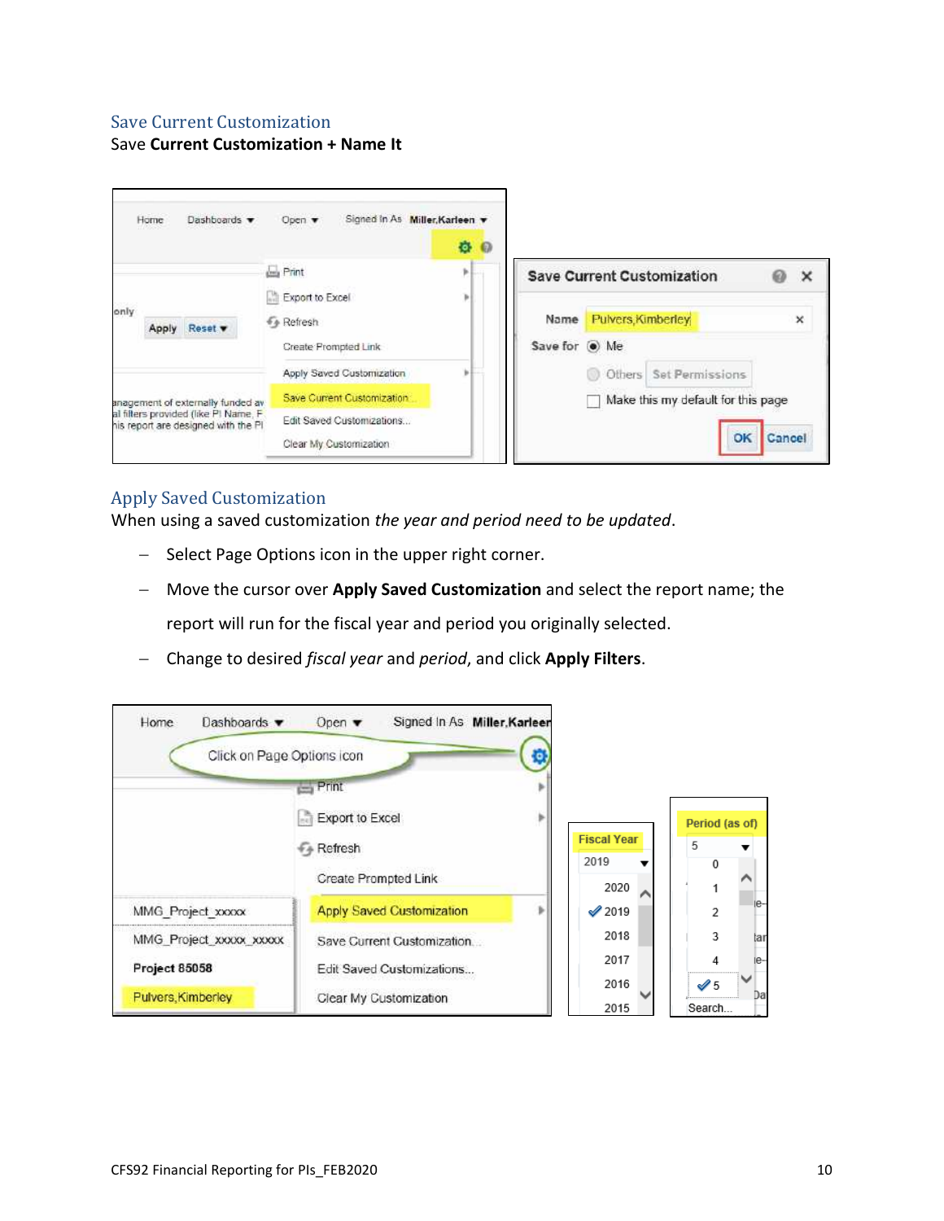## Save Current Customization

Save **Current Customization + Name It**

## Apply Saved Customization

When using a saved customization *the year and period need to be updated*.

- Select Page Options icon in the upper right corner.
- Move the cursor over **Apply Saved Customization** and select the report name; the report will run for the fiscal year and period you originally selected.
- Change to desired *fiscal year* and *period*, and click **Apply Filters**.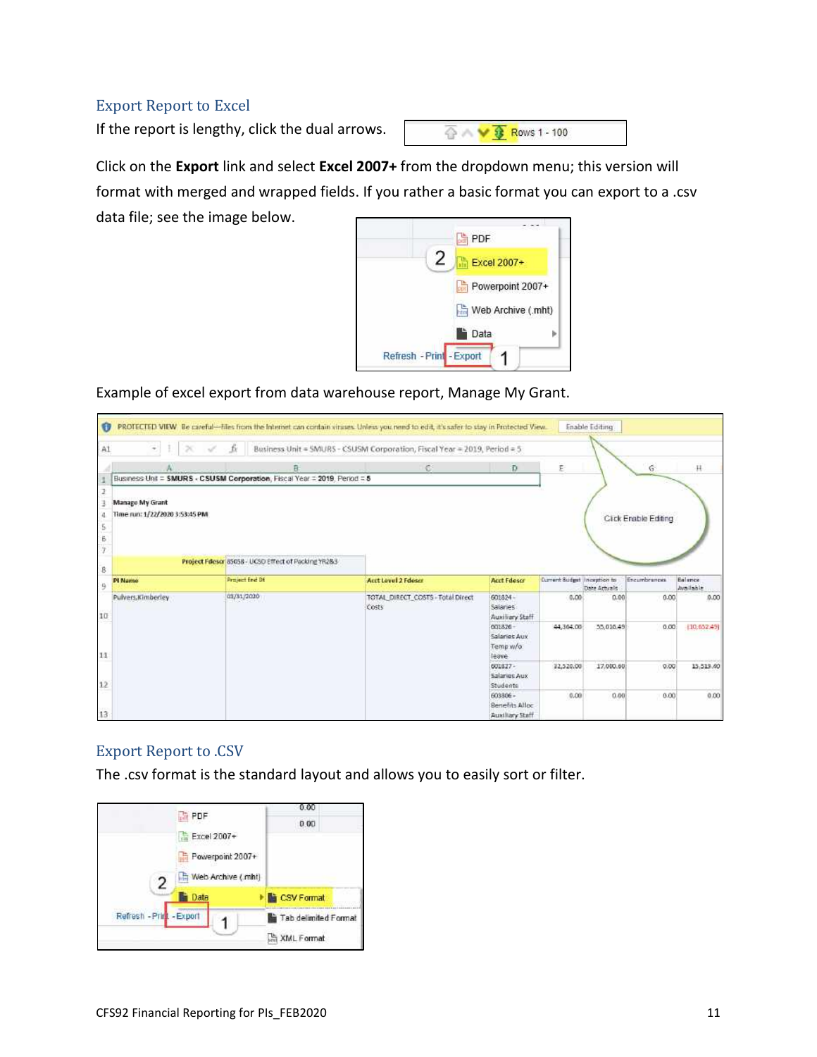## Export Report to Excel

If the report is lengthy, click the dual arrows.

Click on the **Export** link and select **Excel 2007+** from the dropdown menu; this version will format with merged and wrapped fields. If you rather a basic format you can export to a .csv data file; see the image below.

Example of excel export from data warehouse report, Manage My Grant.

## Export Report to .CSV

The .csv format is the standard layout and allows you to easily sort or filter.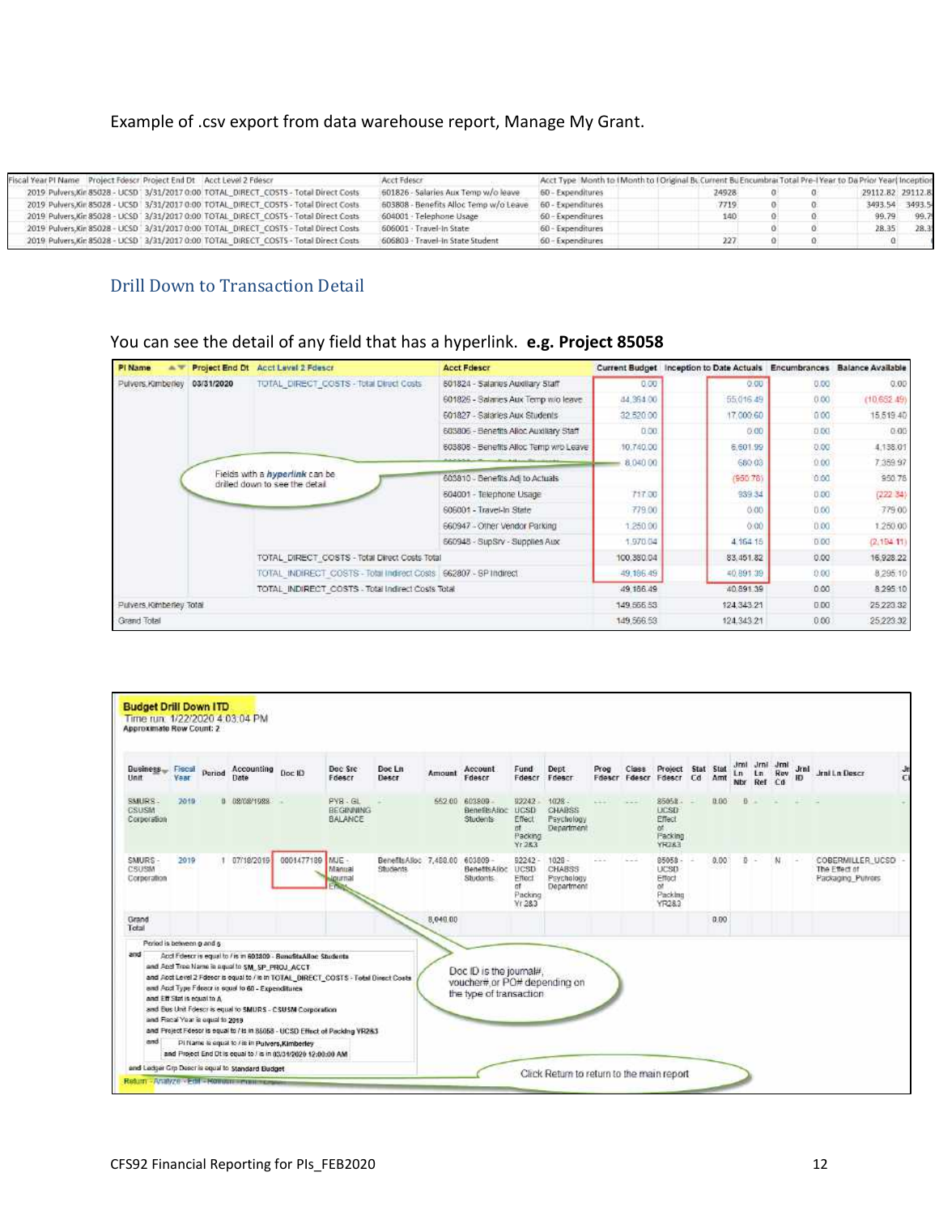Example of .csv export from data warehouse report, Manage My Grant.

| Fiscal Year | PI Name | Project Fdescr | Project End Dt | Acct Level 2 Fdescr | Acct Fdescr | Acct Type | Month to | Month to | Original Bu | Current Bu | Encumbrai | Total Pre-I | Year to Da | Prior Year | Inception |
|---|---|---|---|---|---|---|---|---|---|---|---|---|---|---|---|
| 2019 | Pulvers,Kir | 85028 - UCSD | 3/31/2017 0:00 | TOTAL_DIRECT_COSTS - Total Direct Costs | 601826 - Salaries Aux Temp w/o leave | 60 - Expenditures | | | | 24928 | 0 | 0 | | 29112.82 | 29112.8 |
| 2019 | Pulvers,Kir | 85028 - UCSD | 3/31/2017 0:00 | TOTAL_DIRECT_COSTS - Total Direct Costs | 603808 - Benefits Alloc Temp w/o Leave | 60 - Expenditures | | | | 7719 | 0 | 0 | | 3493.54 | 3493.5 |
| 2019 | Pulvers,Kir | 85028 - UCSD | 3/31/2017 0:00 | TOTAL_DIRECT_COSTS - Total Direct Costs | 604001 - Telephone Usage | 60 - Expenditures | | | | 140 | 0 | 0 | | 99.79 | 99.7 |
| 2019 | Pulvers,Kir | 85028 - UCSD | 3/31/2017 0:00 | TOTAL_DIRECT_COSTS - Total Direct Costs | 606001 - Travel-In State | 60 - Expenditures | | | | | 0 | 0 | | 28.35 | 28.3 |
| 2019 | Pulvers,Kir | 85028 - UCSD | 3/31/2017 0:00 | TOTAL_DIRECT_COSTS - Total Direct Costs | 606803 - Travel-In State Student | 60 - Expenditures | | | | 227 | 0 | 0 | | 0 | |

## Drill Down to Transaction Detail

You can see the detail of any field that has a hyperlink. **e.g. Project 85058**

| PI Name | Project End Dt | Acct Level 2 Fdescr | Acct Fdescr | Current Budget | Inception to Date Actuals | Encumbrances | Balance Available |
|---|---|---|---|---|---|---|---|
| Pulvers,Kimberley | 03/31/2020 | TOTAL_DIRECT_COSTS - Total Direct Costs | 601824 - Salaries Auxiliary Staff | 0.00 | 0.00 | 0.00 | 0.00 |
| | | | 601826 - Salaries Aux Temp w/o leave | 44,364.00 | 55,016.49 | 0.00 | (10,652.49) |
| | | | 601827 - Salaries Aux Students | 32,520.00 | 17,000.60 | 0.00 | 15,519.40 |
| | | | 603806 - Benefits Alloc Auxiliary Staff | 0.00 | 0.00 | 0.00 | 0.00 |
| | | | 603808 - Benefits Alloc Temp w/o Leave | 10,740.00 | 6,601.99 | 0.00 | 4,138.01 |
| | | | | 8,040.00 | 680.03 | 0.00 | 7,359.97 |
| | | | 603810 - Benefits Adj to Actuals | | (950.78) | 0.00 | 950.78 |
| | | | 604001 - Telephone Usage | 717.00 | 939.34 | 0.00 | (222.34) |
| | | | 606001 - Travel-In State | 779.00 | 0.00 | 0.00 | 779.00 |
| | | | 660947 - Other Vendor Parking | 1,250.00 | 0.00 | 0.00 | 1,250.00 |
| | | | 660948 - SupSrv - Supplies Aux | 1,970.04 | 4,164.15 | 0.00 | (2,194.11) |
| | | TOTAL_DIRECT_COSTS - Total Direct Costs Total | | 100,380.04 | 83,451.82 | 0.00 | 16,928.22 |
| | | TOTAL_INDIRECT_COSTS - Total Indirect Costs | 662807 - SP Indirect | 49,186.49 | 40,891.39 | 0.00 | 8,295.10 |
| | | TOTAL_INDIRECT_COSTS - Total Indirect Costs Total | | 49,186.49 | 40,891.39 | 0.00 | 8,295.10 |
| Pulvers,Kimberley Total | | | | 149,566.53 | 124,343.21 | 0.00 | 25,223.32 |
| Grand Total | | | | 149,566.53 | 124,343.21 | 0.00 | 25,223.32 |

Fields with a *hyperlink* can be drilled down to see the detail

**Budget Drill Down ITD**

Time run: 1/22/2020 4:03:04 PM

**Approximate Row Count: 2**

| Business Unit | Fiscal Year | Period | Accounting Date | Doc ID | Doc Src Fdescr | Doc Ln Descr | Amount | Account Fdescr | Fund Fdescr | Dept Fdescr | Prog Fdescr | Class Fdescr | Project Fdescr | Stat Cd | Stat Amt | Jrnl Ln Nbr | Jrnl Ln Ref | Jrnl Rev Cd | Jrnl ID | Jrnl Ln Descr |
|---|---|---|---|---|---|---|---|---|---|---|---|---|---|---|---|---|---|---|---|---|
| SMURS - CSUSM Corporation | 2019 | 0 | 08/08/1988 | - | PYB - GL BEGINNING BALANCE | - | 552.00 | 603809 - BenefitsAlloc Students | 92242 - UCSD Effect of Packing Yr 2&3 | 1028 - CHABSS Psychology Department | --- | --- | 85058 - UCSD Effect of Packing YR2&3 | - | 0.00 | 0 | - | - | - | - |
| SMURS - CSUSM Corporation | 2019 | 1 | 07/18/2019 | 0001477189 | MJE - Manual Journal Entry | BenefitsAlloc Students | 7,488.00 | 603809 - BenefitsAlloc Students | 92242 - UCSD Effect of Packing Yr 2&3 | 1028 - CHABSS Psychology Department | --- | --- | 85058 - UCSD Effect of Packing YR2&3 | - | 0.00 | 0 | - | N | - | COBERMILLER_UCSD The Effect of Packaging_Pulvers |
| Grand Total | | | | | | | 8,040.00 | | | | | | | | 0.00 | | | | | |

Period is between 0 and 6
and Acct Fdescr is equal to / is in 603809 - BenefitsAlloc Students
and Acct Tree Name is equal to SM_SP_PROJ_ACCT
and Acct Level 2 Fdescr is equal to / is in TOTAL_DIRECT_COSTS - Total Direct Costs
and Acct Type Fdescr is equal to 60 - Expenditures
and Eff Stat is equal to A
and Bus Unit Fdescr is equal to SMURS - CSUSM Corporation
and Fiscal Year is equal to 2019
and Project Fdescr is equal to / is in 85058 - UCSD Effect of Packing YR2&3
and PI Name is equal to / is in Pulvers,Kimberley
and Project End Dt is equal to / is in 03/31/2020 12:00:00 AM
and Ledger Grp Descr is equal to Standard Budget

Return - Analyze - Edit - Refresh - Print - Export

Doc ID is the journal#, voucher# or PO# depending on the type of transaction

Click Return to return to the main report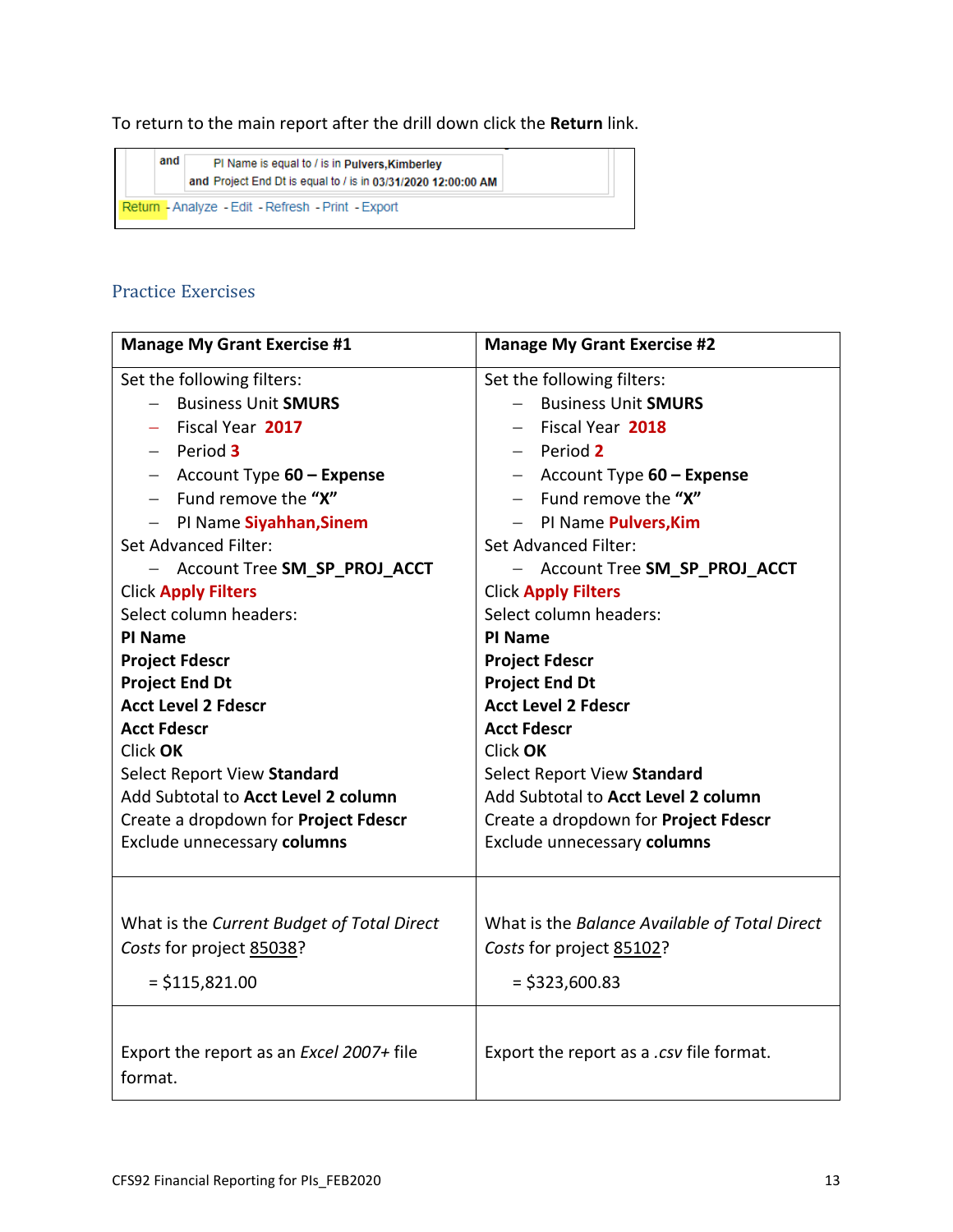To return to the main report after the drill down click the **Return** link.

| | |
|---|---|
| and | PI Name is equal to / is in **Pulvers,Kimberley** |
| | and Project End Dt is equal to / is in **03/31/2020 12:00:00 AM** |

Return - Analyze - Edit - Refresh - Print - Export

## Practice Exercises

| **Manage My Grant Exercise #1** | **Manage My Grant Exercise #2** |
|---|---|
| Set the following filters:<br>– Business Unit **SMURS**<br>– Fiscal Year **2017**<br>– Period **3**<br>– Account Type **60 – Expense**<br>– Fund remove the **"X"**<br>– PI Name **Siyahhan,Sinem**<br>Set Advanced Filter:<br>– Account Tree **SM_SP_PROJ_ACCT**<br>Click **Apply Filters**<br>Select column headers:<br>**PI Name**<br>**Project Fdescr**<br>**Project End Dt**<br>**Acct Level 2 Fdescr**<br>**Acct Fdescr**<br>Click **OK**<br>Select Report View **Standard**<br>Add Subtotal to **Acct Level 2 column**<br>Create a dropdown for **Project Fdescr**<br>Exclude unnecessary **columns** | Set the following filters:<br>– Business Unit **SMURS**<br>– Fiscal Year **2018**<br>– Period **2**<br>– Account Type **60 – Expense**<br>– Fund remove the **"X"**<br>– PI Name **Pulvers,Kim**<br>Set Advanced Filter:<br>– Account Tree **SM_SP_PROJ_ACCT**<br>Click **Apply Filters**<br>Select column headers:<br>**PI Name**<br>**Project Fdescr**<br>**Project End Dt**<br>**Acct Level 2 Fdescr**<br>**Acct Fdescr**<br>Click **OK**<br>Select Report View **Standard**<br>Add Subtotal to **Acct Level 2 column**<br>Create a dropdown for **Project Fdescr**<br>Exclude unnecessary **columns** |
| What is the *Current Budget of Total Direct Costs* for project <u>85038</u>?<br><br>= $115,821.00 | What is the *Balance Available of Total Direct Costs* for project <u>85102</u>?<br><br>= $323,600.83 |
| Export the report as an *Excel 2007+* file format. | Export the report as a *.csv* file format. |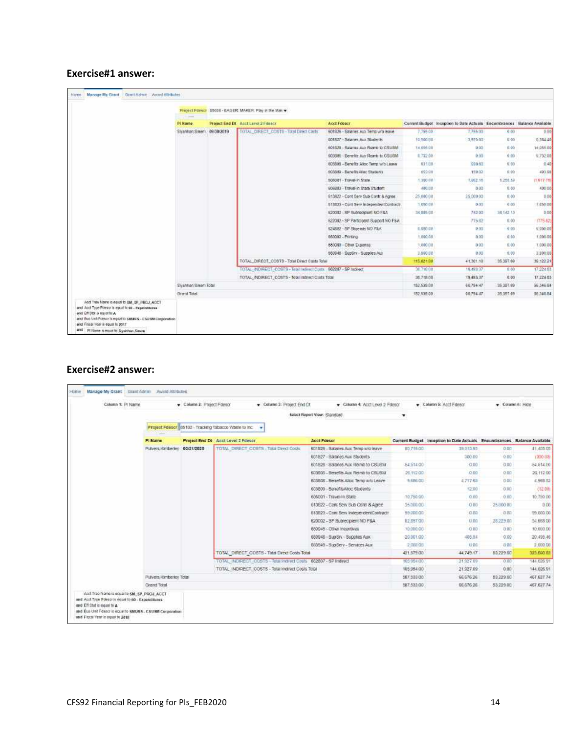## Exercise#1 answer:

Home | Manage My Grant | Grant Admin | Award Attributes

Project Fdescr: 85038 - EAGER: MAKER: Play in the Mak

| PI Name | Project End Dt | Acct Level 2 Fdescr | Acct Fdescr | Current Budget | Inception to Date Actuals | Encumbrances | Balance Available |
|---|---|---|---|---|---|---|---|
| Siyahhan,Sinem | 09/30/2019 | TOTAL_DIRECT_COSTS - Total Direct Costs | 601826 - Salaries Aux Temp w/o leave | 7,755.00 | 7,755.00 | 0.00 | 0.00 |
| | | | 601827 - Salaries Aux Students | 13,560.00 | 3,975.60 | 0.00 | 9,584.40 |
| | | | 601828 - Salaries Aux Reimb to CSUSM | 14,055.00 | 0.00 | 0.00 | 14,055.00 |
| | | | 603805 - Benefits Aux Reimb to CSUSM | 8,732.00 | 0.00 | 0.00 | 8,732.00 |
| | | | 603808 - Benefits Alloc Temp w/o Leave | 931.00 | 930.60 | 0.00 | 0.40 |
| | | | 603809 - BenefitsAlloc Students | 653.00 | 159.02 | 0.00 | 493.98 |
| | | | 606001 - Travel-In State | 1,300.00 | 1,902.18 | 1,255.59 | (1,857.78) |
| | | | 606003 - Travel-In State Student | 400.00 | 0.00 | 0.00 | 400.00 |
| | | | 613822 - Cont Serv Sub Contr & Agree | 25,000.00 | 25,000.00 | 0.00 | 0.00 |
| | | | 613823 - Cont Serv IndependentContractr | 1,650.00 | 0.00 | 0.00 | 1,650.00 |
| | | | 620002 - SP Subrecipient NO F&A | 34,885.00 | 742.90 | 34,142.10 | 0.00 |
| | | | 622002 - SP Participant Support NO F&A | | 775.82 | 0.00 | (775.82) |
| | | | 624802 - SP Stipends NO F&A | 8,000.00 | 0.00 | 0.00 | 8,000.00 |
| | | | 660002 - Printing | 1,000.00 | 0.00 | 0.00 | 1,000.00 |
| | | | 660090 - Other Expense | 1,000.00 | 0.00 | 0.00 | 1,000.00 |
| | | | 660948 - SupSrv - Supplies Aux | 3,300.00 | 0.00 | 0.00 | 3,300.00 |
| | | TOTAL_DIRECT_COSTS - Total Direct Costs Total | | 115,821.00 | 41,301.10 | 35,397.69 | 39,122.21 |
| | | TOTAL_INDIRECT_COSTS - Total Indirect Costs | 662807 - SP Indirect | 36,718.00 | 19,493.37 | 0.00 | 17,224.63 |
| | | TOTAL_INDIRECT_COSTS - Total Indirect Costs Total | | 36,718.00 | 19,493.37 | 0.00 | 17,224.63 |
| Siyahhan,Sinem Total | | | | 152,539.00 | 60,794.47 | 35,397.69 | 56,346.84 |
| Grand Total | | | | 152,539.00 | 60,794.47 | 35,397.69 | 56,346.84 |

Acct Tree Name is equal to SM_SP_PROJ_ACCT
and Acct Type Fdescr is equal to 60 - Expenditures
and Eff Stat is equal to A
and Bus Unit Fdescr is equal to SMURS - CSUSM Corporation
and Fiscal Year is equal to 2017
and PI Name is equal to Siyahhan,Sinem

## Exercise#2 answer:

Home | Manage My Grant | Grant Admin | Award Attributes

Column 1: PI Name | Column 2: Project Fdescr | Column 3: Project End Dt | Column 4: Acct Level 2 Fdescr | Column 5: Acct Fdescr | Column 6: Hide

Select Report View: Standard

Project Fdescr: 85102 - Tracking Tobacco Waste to Inc

| PI Name | Project End Dt | Acct Level 2 Fdescr | Acct Fdescr | Current Budget | Inception to Date Actuals | Encumbrances | Balance Available |
|---|---|---|---|---|---|---|---|
| Pulvers,Kimberley | 03/31/2020 | TOTAL_DIRECT_COSTS - Total Direct Costs | 601826 - Salaries Aux Temp w/o leave | 80,719.00 | 39,313.95 | 0.00 | 41,405.05 |
| | | | 601827 - Salaries Aux Students | | 300.00 | 0.00 | (300.00) |
| | | | 601828 - Salaries Aux Reimb to CSUSM | 54,514.00 | 0.00 | 0.00 | 54,514.00 |
| | | | 603805 - Benefits Aux Reimb to CSUSM | 26,112.00 | 0.00 | 0.00 | 26,112.00 |
| | | | 603808 - Benefits Alloc Temp w/o Leave | 9,686.00 | 4,717.68 | 0.00 | 4,968.32 |
| | | | 603809 - BenefitsAlloc Students | | 12.00 | 0.00 | (12.00) |
| | | | 606001 - Travel-In State | 10,750.00 | 0.00 | 0.00 | 10,750.00 |
| | | | 613822 - Cont Serv Sub Contr & Agree | 25,000.00 | 0.00 | 25,000.00 | 0.00 |
| | | | 613823 - Cont Serv IndependentContractr | 99,000.00 | 0.00 | 0.00 | 99,000.00 |
| | | | 620002 - SP Subrecipient NO F&A | 82,897.00 | 0.00 | 28,229.00 | 54,668.00 |
| | | | 660945 - Other Incentives | 10,000.00 | 0.00 | 0.00 | 10,000.00 |
| | | | 660948 - SupSrv - Supplies Aux | 20,901.00 | 405.54 | 0.00 | 20,495.46 |
| | | | 660949 - SupServ - Services Aux | 2,000.00 | 0.00 | 0.00 | 2,000.00 |
| | | TOTAL_DIRECT_COSTS - Total Direct Costs Total | | 421,579.00 | 44,749.17 | 53,229.00 | 323,600.83 |
| | | TOTAL_INDIRECT_COSTS - Total Indirect Costs | 662807 - SP Indirect | 165,954.00 | 21,927.09 | 0.00 | 144,026.91 |
| | | TOTAL_INDIRECT_COSTS - Total Indirect Costs Total | | 165,954.00 | 21,927.09 | 0.00 | 144,026.91 |
| Pulvers,Kimberley Total | | | | 587,533.00 | 66,676.26 | 53,229.00 | 467,627.74 |
| Grand Total | | | | 587,533.00 | 66,676.26 | 53,229.00 | 467,627.74 |

Acct Tree Name is equal to SM_SP_PROJ_ACCT
and Acct Type Fdescr is equal to 60 - Expenditures
and Eff Stat is equal to A
and Bus Unit Fdescr is equal to SMURS - CSUSM Corporation
and Fiscal Year is equal to 2018